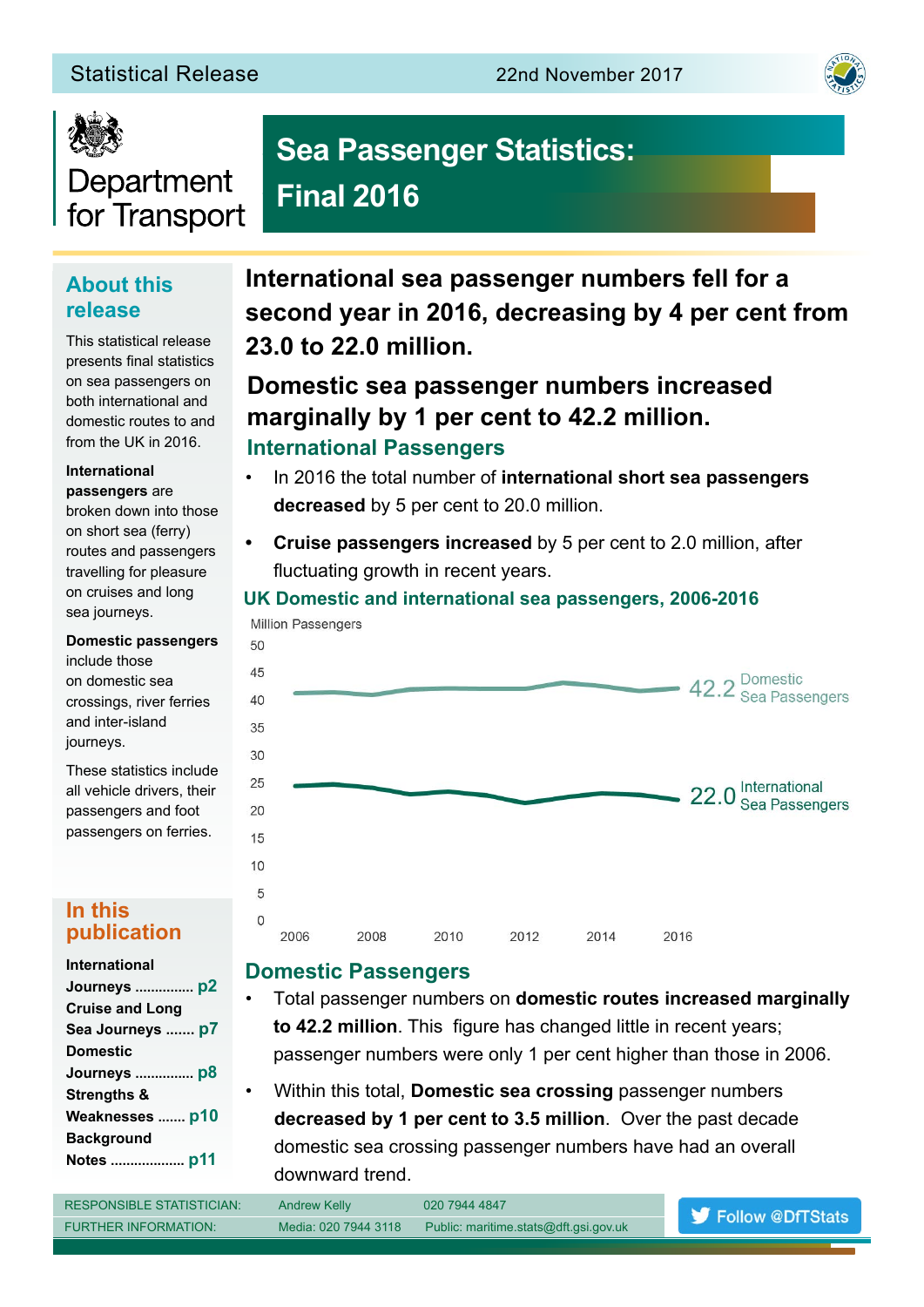Statistical Release — 22nd November 2017

Department for Transport

# Sea Passenger Statistics: Final 2016

## About this release

This statistical release presents final statistics on sea passengers on both international and domestic routes to and from the UK in 2016.

**International passengers** are broken down into those on short sea (ferry) routes and passengers travelling for pleasure on cruises and long sea journeys.

**Domestic passengers** include those on domestic sea crossings, river ferries and inter-island journeys.

These statistics include all vehicle drivers, their passengers and foot passengers on ferries.

## In this publication

**International Journeys** ............... **p2**
**Cruise and Long Sea Journeys** ....... **p7**
**Domestic Journeys** ............... **p8**
**Strengths & Weaknesses** ....... **p10**
**Background Notes** .................. **p11**

**International sea passenger numbers fell for a second year in 2016, decreasing by 4 per cent from 23.0 to 22.0 million.**

**Domestic sea passenger numbers increased marginally by 1 per cent to 42.2 million.**

## International Passengers

- In 2016 the total number of **international short sea passengers decreased** by 5 per cent to 20.0 million.
- **Cruise passengers increased** by 5 per cent to 2.0 million, after fluctuating growth in recent years.

**UK Domestic and international sea passengers, 2006-2016**

Million Passengers

(Chart: Domestic Sea Passengers 42.2; International Sea Passengers 22.0; years 2006–2016)

## Domestic Passengers

- Total passenger numbers on **domestic routes increased marginally to 42.2 million**. This figure has changed little in recent years; passenger numbers were only 1 per cent higher than those in 2006.
- Within this total, **Domestic sea crossing** passenger numbers **decreased by 1 per cent to 3.5 million**. Over the past decade domestic sea crossing passenger numbers have had an overall downward trend.

| | | |
|---|---|---|
| RESPONSIBLE STATISTICIAN: | Andrew Kelly | 020 7944 4847 |
| FURTHER INFORMATION: | Media: 020 7944 3118 | Public: maritime.stats@dft.gsi.gov.uk |

Follow @DfTStats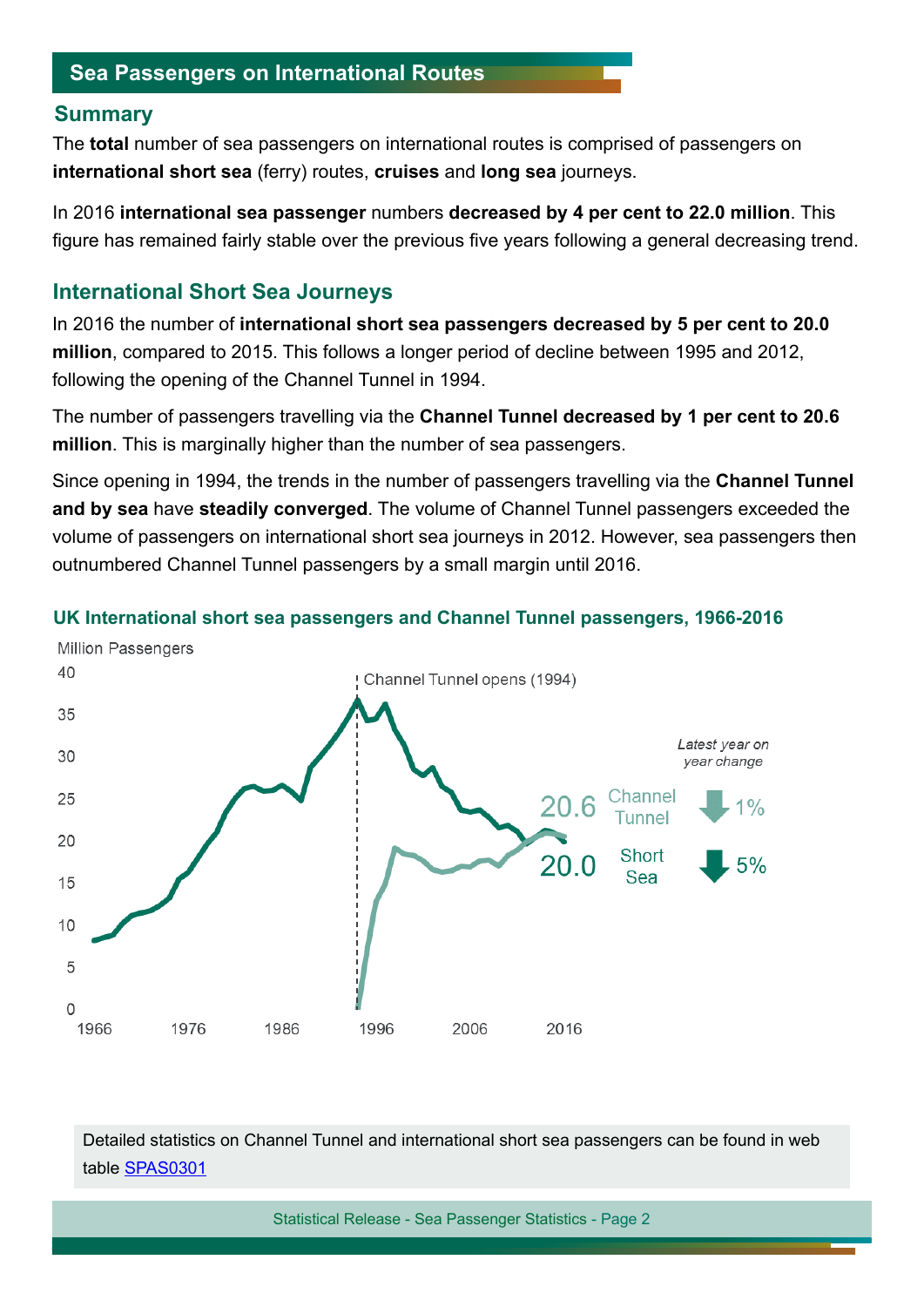## Sea Passengers on International Routes

### Summary

The **total** number of sea passengers on international routes is comprised of passengers on **international short sea** (ferry) routes, **cruises** and **long sea** journeys.

In 2016 **international sea passenger** numbers **decreased by 4 per cent to 22.0 million**. This figure has remained fairly stable over the previous five years following a general decreasing trend.

### International Short Sea Journeys

In 2016 the number of **international short sea passengers decreased by 5 per cent to 20.0 million**, compared to 2015. This follows a longer period of decline between 1995 and 2012, following the opening of the Channel Tunnel in 1994.

The number of passengers travelling via the **Channel Tunnel decreased by 1 per cent to 20.6 million**. This is marginally higher than the number of sea passengers.

Since opening in 1994, the trends in the number of passengers travelling via the **Channel Tunnel and by sea** have **steadily converged**. The volume of Channel Tunnel passengers exceeded the volume of passengers on international short sea journeys in 2012. However, sea passengers then outnumbered Channel Tunnel passengers by a small margin until 2016.

**UK International short sea passengers and Channel Tunnel passengers, 1966-2016**

Million Passengers

Channel Tunnel opens (1994)

*Latest year on year change*

Channel Tunnel: 20.6 (down 1%)

Short Sea: 20.0 (down 5%)

Detailed statistics on Channel Tunnel and international short sea passengers can be found in web table SPAS0301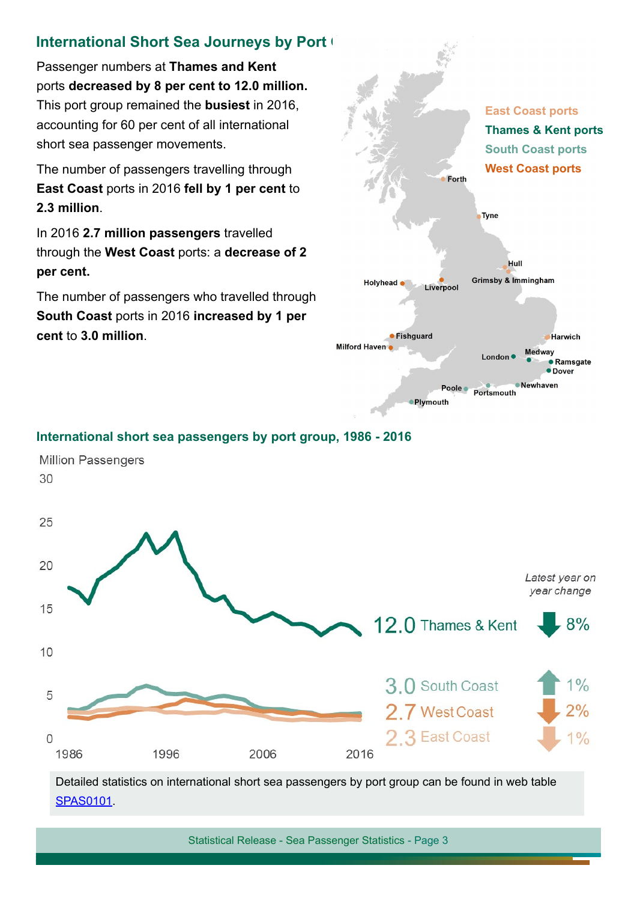## International Short Sea Journeys by Port (

Passenger numbers at **Thames and Kent** ports **decreased by 8 per cent to 12.0 million.** This port group remained the **busiest** in 2016, accounting for 60 per cent of all international short sea passenger movements.

The number of passengers travelling through **East Coast** ports in 2016 **fell by 1 per cent** to **2.3 million**.

In 2016 **2.7 million passengers** travelled through the **West Coast** ports: a **decrease of 2 per cent.**

The number of passengers who travelled through **South Coast** ports in 2016 **increased by 1 per cent** to **3.0 million**.

East Coast ports
Thames & Kent ports
South Coast ports
West Coast ports

Forth, Tyne, Hull, Grimsby & Immingham, Holyhead, Liverpool, Fishguard, Milford Haven, Harwich, London, Medway, Ramsgate, Dover, Newhaven, Poole, Portsmouth, Plymouth

### International short sea passengers by port group, 1986 - 2016

Million Passengers

*Latest year on year change*

| Port group | 2016 (million) | Change |
|---|---|---|
| Thames & Kent | 12.0 | ↓ 8% |
| South Coast | 3.0 | ↑ 1% |
| West Coast | 2.7 | ↓ 2% |
| East Coast | 2.3 | ↓ 1% |

Detailed statistics on international short sea passengers by port group can be found in web table SPAS0101.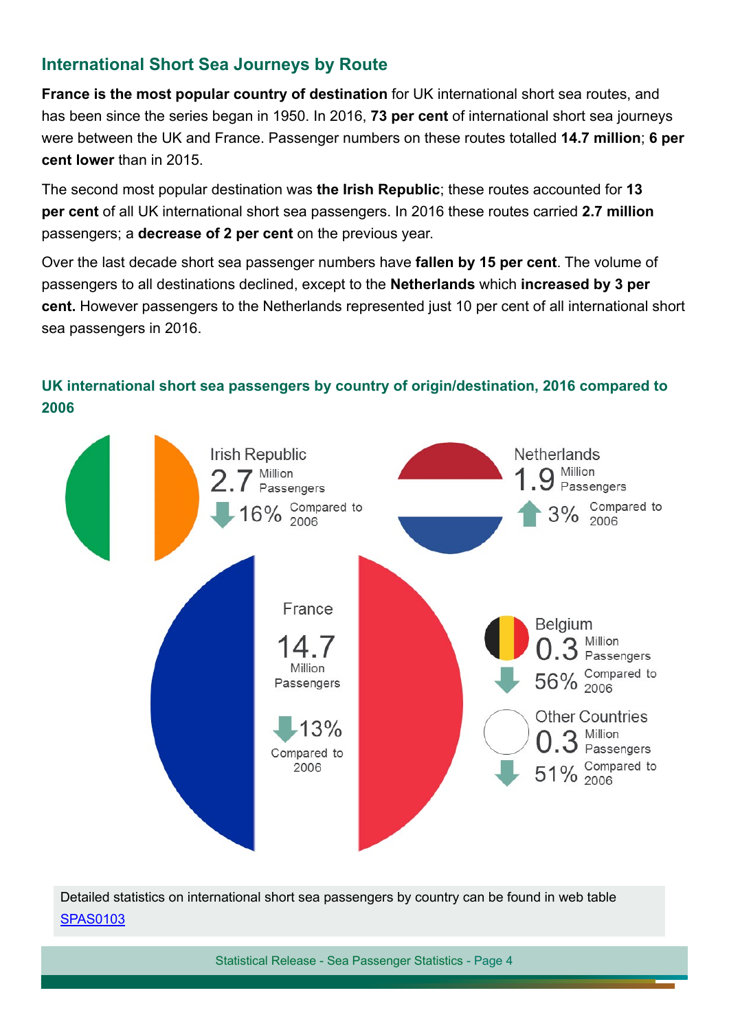## International Short Sea Journeys by Route

**France is the most popular country of destination** for UK international short sea routes, and has been since the series began in 1950. In 2016, **73 per cent** of international short sea journeys were between the UK and France. Passenger numbers on these routes totalled **14.7 million**; **6 per cent lower** than in 2015.

The second most popular destination was **the Irish Republic**; these routes accounted for **13 per cent** of all UK international short sea passengers. In 2016 these routes carried **2.7 million** passengers; a **decrease of 2 per cent** on the previous year.

Over the last decade short sea passenger numbers have **fallen by 15 per cent**. The volume of passengers to all destinations declined, except to the **Netherlands** which **increased by 3 per cent.** However passengers to the Netherlands represented just 10 per cent of all international short sea passengers in 2016.

### UK international short sea passengers by country of origin/destination, 2016 compared to 2006

Irish Republic
2.7 Million Passengers
↓ 16% Compared to 2006

Netherlands
1.9 Million Passengers
↑ 3% Compared to 2006

France
14.7 Million Passengers
↓ 13% Compared to 2006

Belgium
0.3 Million Passengers
↓ 56% Compared to 2006

Other Countries
0.3 Million Passengers
↓ 51% Compared to 2006

Detailed statistics on international short sea passengers by country can be found in web table [SPAS0103]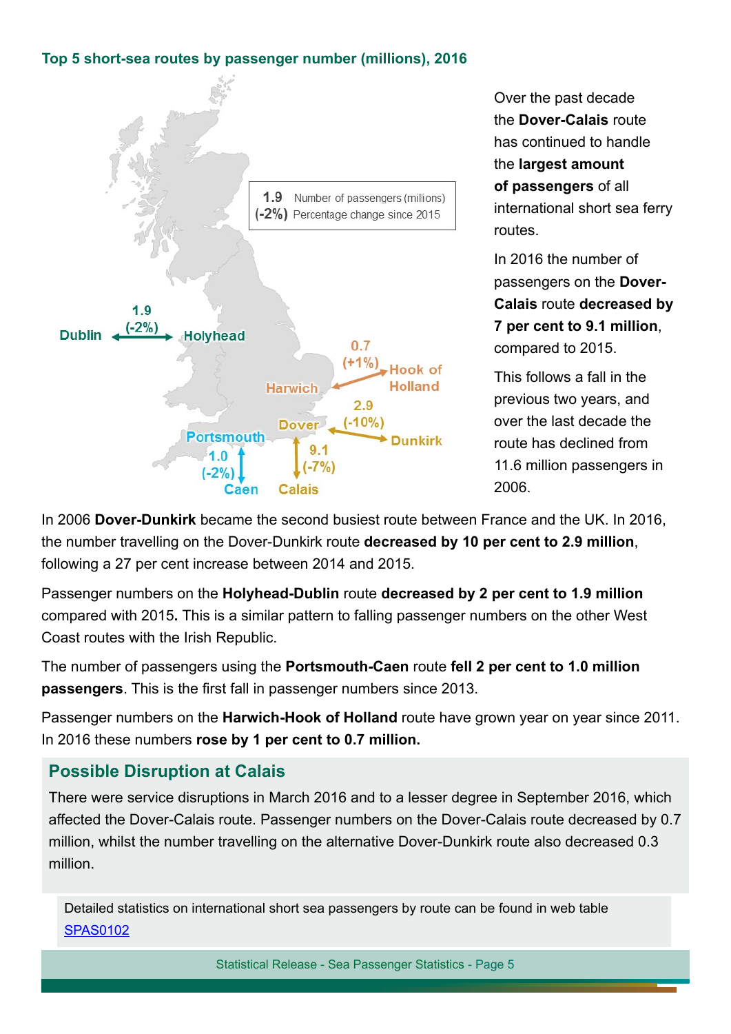### Top 5 short-sea routes by passenger number (millions), 2016

1.9 Number of passengers (millions)
(-2%) Percentage change since 2015

Dublin 1.9 (-2%) Holyhead

Harwich 0.7 (+1%) Hook of Holland

Dover 2.9 (-10%) Dunkirk

Dover 9.1 (-7%) Calais

Portsmouth 1.0 (-2%) Caen

Over the past decade the **Dover-Calais** route has continued to handle the **largest amount of passengers** of all international short sea ferry routes.

In 2016 the number of passengers on the **Dover-Calais** route **decreased by 7 per cent to 9.1 million**, compared to 2015.

This follows a fall in the previous two years, and over the last decade the route has declined from 11.6 million passengers in 2006.

In 2006 **Dover-Dunkirk** became the second busiest route between France and the UK. In 2016, the number travelling on the Dover-Dunkirk route **decreased by 10 per cent to 2.9 million**, following a 27 per cent increase between 2014 and 2015.

Passenger numbers on the **Holyhead-Dublin** route **decreased by 2 per cent to 1.9 million** compared with 2015**.** This is a similar pattern to falling passenger numbers on the other West Coast routes with the Irish Republic.

The number of passengers using the **Portsmouth-Caen** route **fell 2 per cent to 1.0 million passengers**. This is the first fall in passenger numbers since 2013.

Passenger numbers on the **Harwich-Hook of Holland** route have grown year on year since 2011. In 2016 these numbers **rose by 1 per cent to 0.7 million.**

## Possible Disruption at Calais

There were service disruptions in March 2016 and to a lesser degree in September 2016, which affected the Dover-Calais route. Passenger numbers on the Dover-Calais route decreased by 0.7 million, whilst the number travelling on the alternative Dover-Dunkirk route also decreased 0.3 million.

Detailed statistics on international short sea passengers by route can be found in web table [SPAS0102]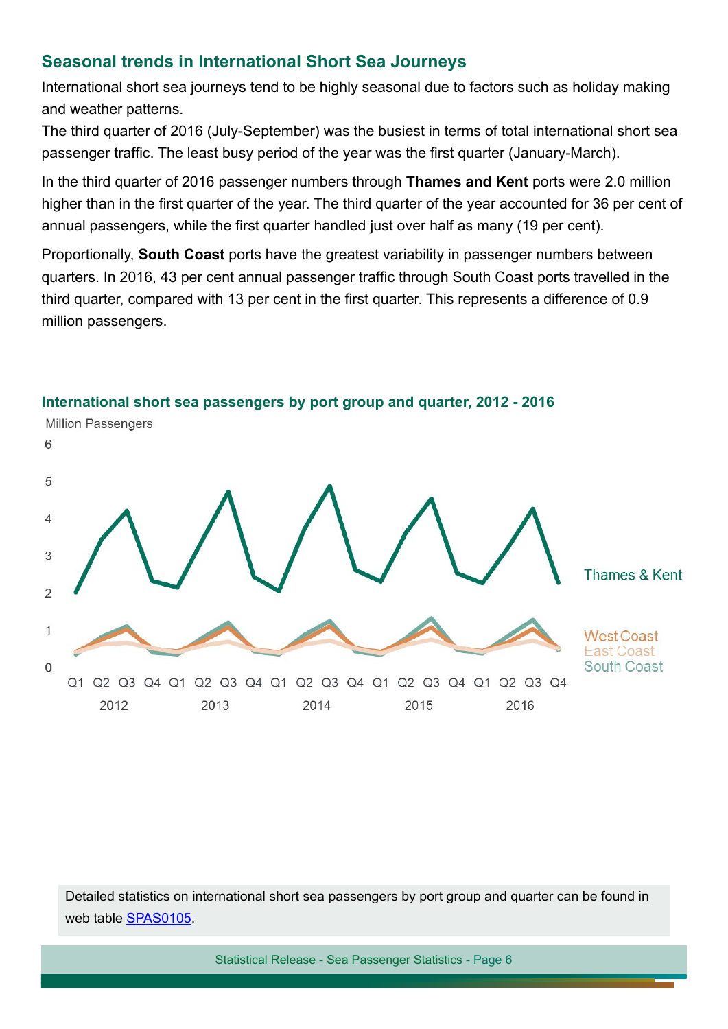## Seasonal trends in International Short Sea Journeys

International short sea journeys tend to be highly seasonal due to factors such as holiday making and weather patterns.

The third quarter of 2016 (July-September) was the busiest in terms of total international short sea passenger traffic. The least busy period of the year was the first quarter (January-March).

In the third quarter of 2016 passenger numbers through **Thames and Kent** ports were 2.0 million higher than in the first quarter of the year. The third quarter of the year accounted for 36 per cent of annual passengers, while the first quarter handled just over half as many (19 per cent).

Proportionally, **South Coast** ports have the greatest variability in passenger numbers between quarters. In 2016, 43 per cent annual passenger traffic through South Coast ports travelled in the third quarter, compared with 13 per cent in the first quarter. This represents a difference of 0.9 million passengers.

### International short sea passengers by port group and quarter, 2012 - 2016

Million Passengers

Detailed statistics on international short sea passengers by port group and quarter can be found in web table [SPAS0105](SPAS0105).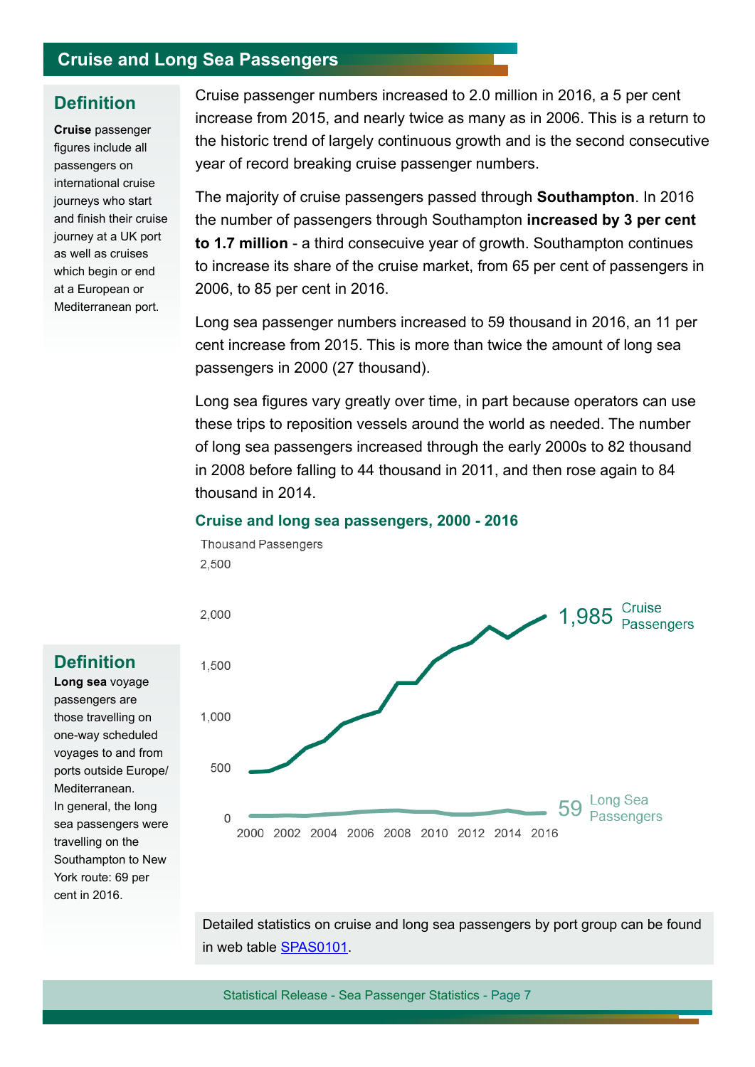## Cruise and Long Sea Passengers

### Definition

**Cruise** passenger figures include all passengers on international cruise journeys who start and finish their cruise journey at a UK port as well as cruises which begin or end at a European or Mediterranean port.

Cruise passenger numbers increased to 2.0 million in 2016, a 5 per cent increase from 2015, and nearly twice as many as in 2006. This is a return to the historic trend of largely continuous growth and is the second consecutive year of record breaking cruise passenger numbers.

The majority of cruise passengers passed through **Southampton**. In 2016 the number of passengers through Southampton **increased by 3 per cent to 1.7 million** - a third consecuive year of growth. Southampton continues to increase its share of the cruise market, from 65 per cent of passengers in 2006, to 85 per cent in 2016.

Long sea passenger numbers increased to 59 thousand in 2016, an 11 per cent increase from 2015. This is more than twice the amount of long sea passengers in 2000 (27 thousand).

Long sea figures vary greatly over time, in part because operators can use these trips to reposition vessels around the world as needed. The number of long sea passengers increased through the early 2000s to 82 thousand in 2008 before falling to 44 thousand in 2011, and then rose again to 84 thousand in 2014.

**Cruise and long sea passengers, 2000 - 2016**

Thousand Passengers

1,985 Cruise Passengers

59 Long Sea Passengers

### Definition

**Long sea** voyage passengers are those travelling on one-way scheduled voyages to and from ports outside Europe/ Mediterranean.
In general, the long sea passengers were travelling on the Southampton to New York route: 69 per cent in 2016.

Detailed statistics on cruise and long sea passengers by port group can be found in web table SPAS0101.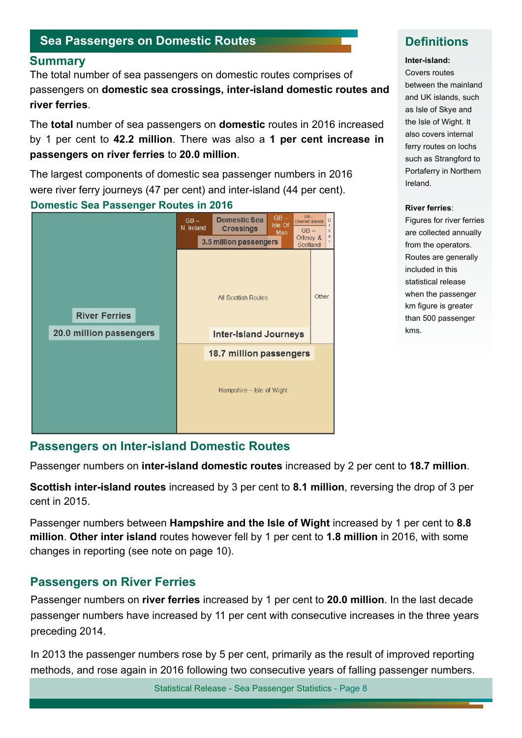## Sea Passengers on Domestic Routes

### Summary

The total number of sea passengers on domestic routes comprises of passengers on **domestic sea crossings, inter-island domestic routes and river ferries**.

The **total** number of sea passengers on **domestic** routes in 2016 increased by 1 per cent to **42.2 million**. There was also a **1 per cent increase in passengers on river ferries** to **20.0 million**.

The largest components of domestic sea passenger numbers in 2016 were river ferry journeys (47 per cent) and inter-island (44 per cent).

### Domestic Sea Passenger Routes in 2016

River Ferries
20.0 million passengers

Domestic Sea Crossings
3.5 million passengers
GB – N. Ireland
GB – Isle Of Man
GB – Channel Islands
GB – Orkney & Scotland
Other

Inter-Island Journeys
18.7 million passengers
All Scottish Routes
Other
Hampshire – Isle of Wight

### Passengers on Inter-island Domestic Routes

Passenger numbers on **inter-island domestic routes** increased by 2 per cent to **18.7 million**.

**Scottish inter-island routes** increased by 3 per cent to **8.1 million**, reversing the drop of 3 per cent in 2015.

Passenger numbers between **Hampshire and the Isle of Wight** increased by 1 per cent to **8.8 million**. **Other inter island** routes however fell by 1 per cent to **1.8 million** in 2016, with some changes in reporting (see note on page 10).

### Passengers on River Ferries

Passenger numbers on **river ferries** increased by 1 per cent to **20.0 million**. In the last decade passenger numbers have increased by 11 per cent with consecutive increases in the three years preceding 2014.

In 2013 the passenger numbers rose by 5 per cent, primarily as the result of improved reporting methods, and rose again in 2016 following two consecutive years of falling passenger numbers.

### Definitions

**Inter-island:**
Covers routes between the mainland and UK islands, such as Isle of Skye and the Isle of Wight. It also covers internal ferry routes on lochs such as Strangford to Portaferry in Northern Ireland.

**River ferries**:
Figures for river ferries are collected annually from the operators. Routes are generally included in this statistical release when the passenger km figure is greater than 500 passenger kms.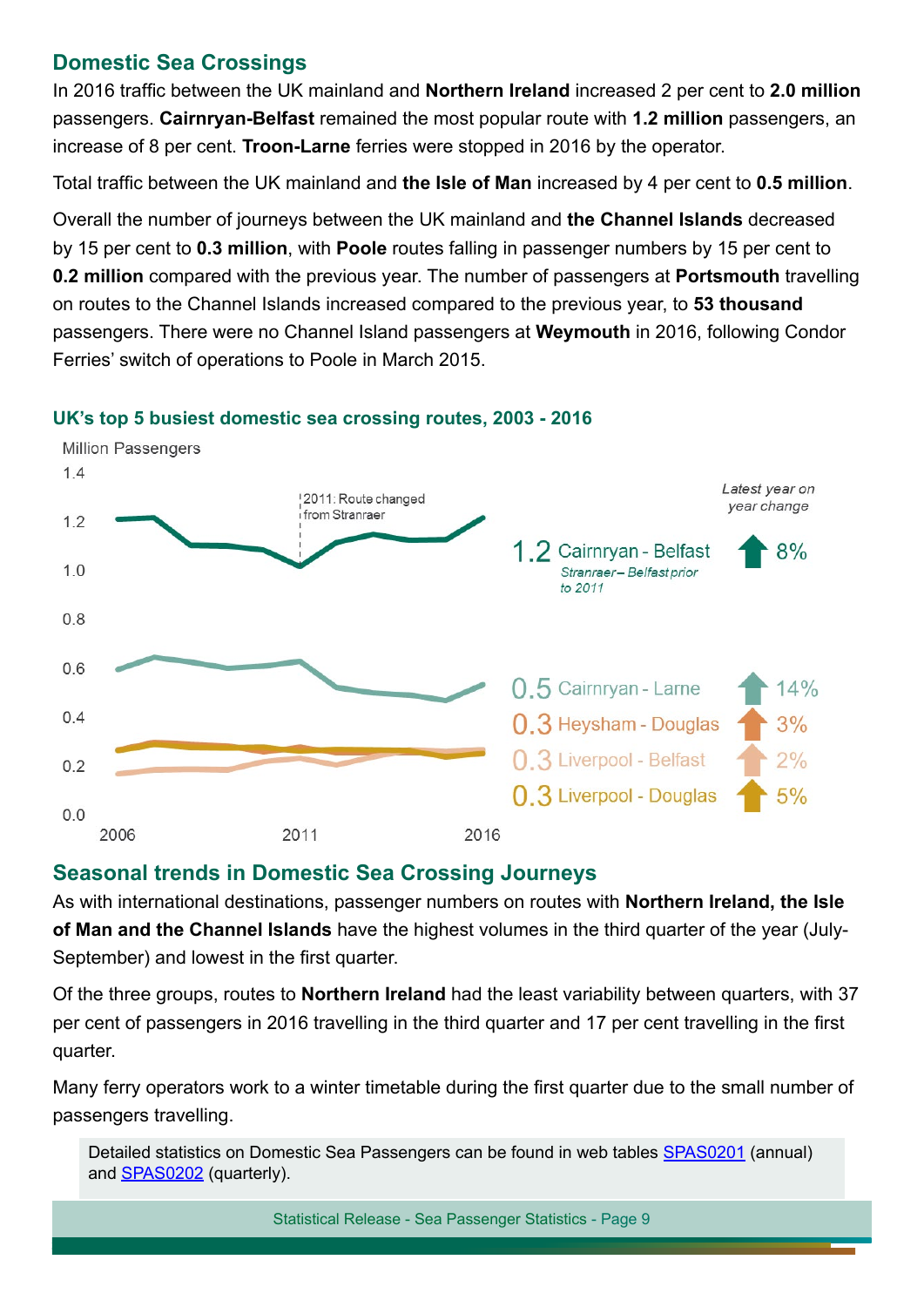## Domestic Sea Crossings

In 2016 traffic between the UK mainland and **Northern Ireland** increased 2 per cent to **2.0 million** passengers. **Cairnryan-Belfast** remained the most popular route with **1.2 million** passengers, an increase of 8 per cent. **Troon-Larne** ferries were stopped in 2016 by the operator.

Total traffic between the UK mainland and **the Isle of Man** increased by 4 per cent to **0.5 million**.

Overall the number of journeys between the UK mainland and **the Channel Islands** decreased by 15 per cent to **0.3 million**, with **Poole** routes falling in passenger numbers by 15 per cent to **0.2 million** compared with the previous year. The number of passengers at **Portsmouth** travelling on routes to the Channel Islands increased compared to the previous year, to **53 thousand** passengers. There were no Channel Island passengers at **Weymouth** in 2016, following Condor Ferries' switch of operations to Poole in March 2015.

### UK's top 5 busiest domestic sea crossing routes, 2003 - 2016

Million Passengers

2011: Route changed from Stranraer

*Latest year on year change*

| 2016 (million) | Route | Latest year on year change |
|---|---|---|
| 1.2 | Cairnryan - Belfast (*Stranraer – Belfast prior to 2011*) | ↑ 8% |
| 0.5 | Cairnryan - Larne | ↑ 14% |
| 0.3 | Heysham - Douglas | ↑ 3% |
| 0.3 | Liverpool - Belfast | ↑ 2% |
| 0.3 | Liverpool - Douglas | ↑ 5% |

## Seasonal trends in Domestic Sea Crossing Journeys

As with international destinations, passenger numbers on routes with **Northern Ireland, the Isle of Man and the Channel Islands** have the highest volumes in the third quarter of the year (July-September) and lowest in the first quarter.

Of the three groups, routes to **Northern Ireland** had the least variability between quarters, with 37 per cent of passengers in 2016 travelling in the third quarter and 17 per cent travelling in the first quarter.

Many ferry operators work to a winter timetable during the first quarter due to the small number of passengers travelling.

Detailed statistics on Domestic Sea Passengers can be found in web tables SPAS0201 (annual) and SPAS0202 (quarterly).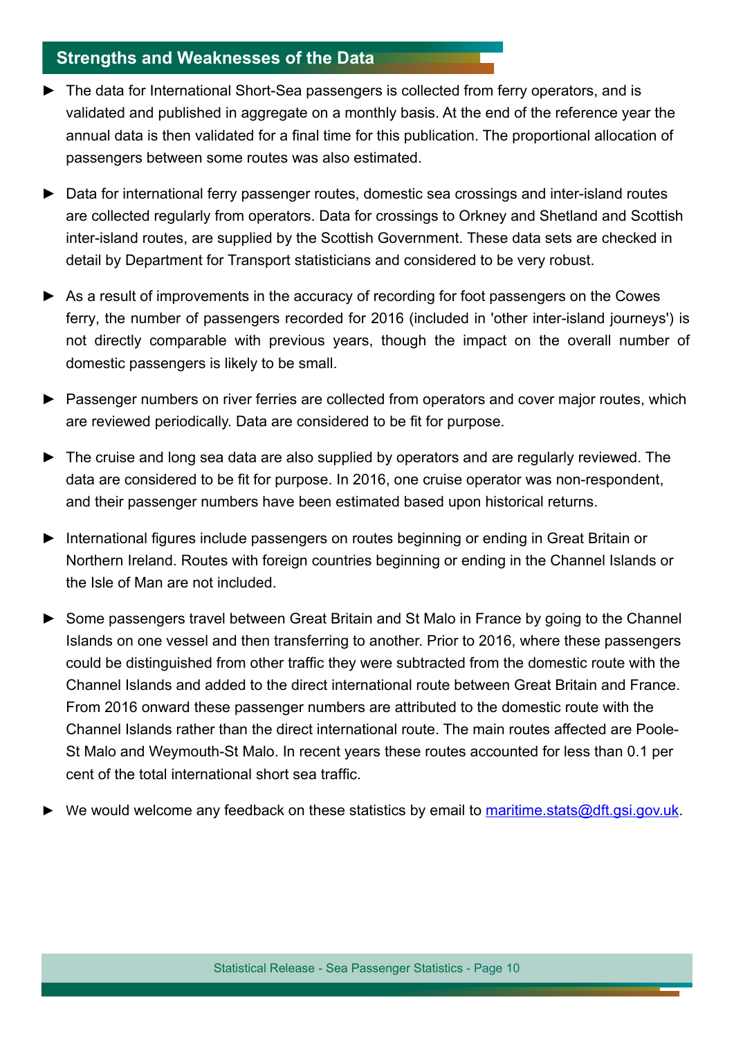## Strengths and Weaknesses of the Data

- The data for International Short-Sea passengers is collected from ferry operators, and is validated and published in aggregate on a monthly basis. At the end of the reference year the annual data is then validated for a final time for this publication. The proportional allocation of passengers between some routes was also estimated.
- Data for international ferry passenger routes, domestic sea crossings and inter-island routes are collected regularly from operators. Data for crossings to Orkney and Shetland and Scottish inter-island routes, are supplied by the Scottish Government. These data sets are checked in detail by Department for Transport statisticians and considered to be very robust.
- As a result of improvements in the accuracy of recording for foot passengers on the Cowes ferry, the number of passengers recorded for 2016 (included in 'other inter-island journeys') is not directly comparable with previous years, though the impact on the overall number of domestic passengers is likely to be small.
- Passenger numbers on river ferries are collected from operators and cover major routes, which are reviewed periodically. Data are considered to be fit for purpose.
- The cruise and long sea data are also supplied by operators and are regularly reviewed. The data are considered to be fit for purpose. In 2016, one cruise operator was non-respondent, and their passenger numbers have been estimated based upon historical returns.
- International figures include passengers on routes beginning or ending in Great Britain or Northern Ireland. Routes with foreign countries beginning or ending in the Channel Islands or the Isle of Man are not included.
- Some passengers travel between Great Britain and St Malo in France by going to the Channel Islands on one vessel and then transferring to another. Prior to 2016, where these passengers could be distinguished from other traffic they were subtracted from the domestic route with the Channel Islands and added to the direct international route between Great Britain and France. From 2016 onward these passenger numbers are attributed to the domestic route with the Channel Islands rather than the direct international route. The main routes affected are Poole-St Malo and Weymouth-St Malo. In recent years these routes accounted for less than 0.1 per cent of the total international short sea traffic.
- We would welcome any feedback on these statistics by email to [maritime.stats@dft.gsi.gov.uk](mailto:maritime.stats@dft.gsi.gov.uk).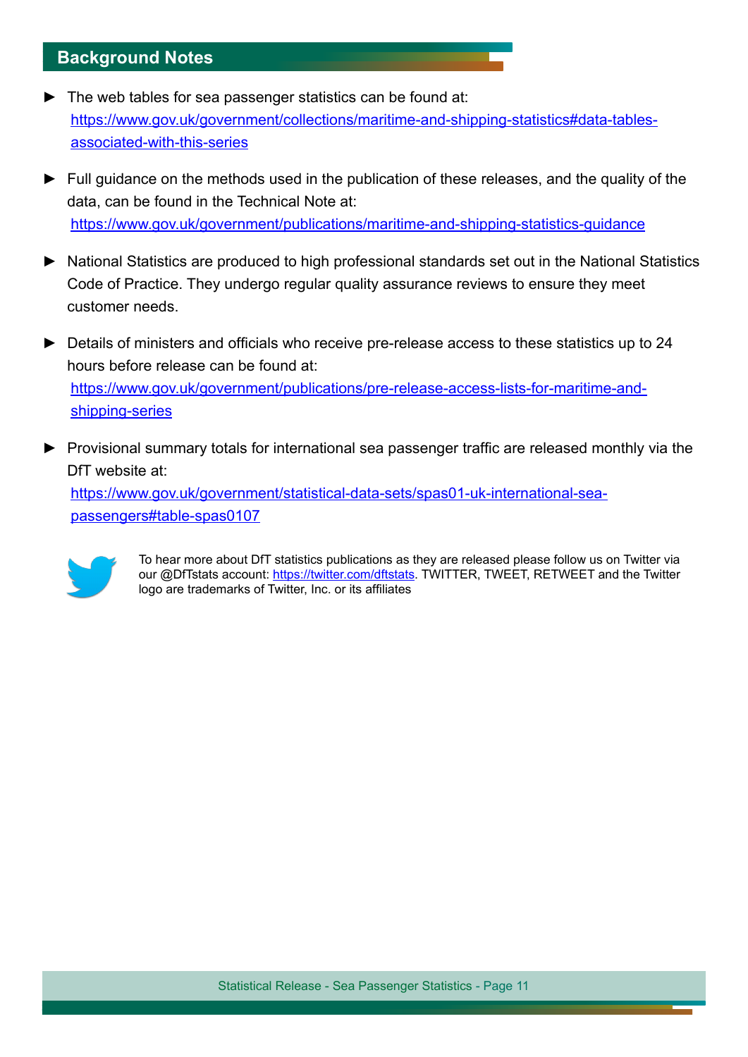## Background Notes

- The web tables for sea passenger statistics can be found at: https://www.gov.uk/government/collections/maritime-and-shipping-statistics#data-tables-associated-with-this-series
- Full guidance on the methods used in the publication of these releases, and the quality of the data, can be found in the Technical Note at: https://www.gov.uk/government/publications/maritime-and-shipping-statistics-guidance
- National Statistics are produced to high professional standards set out in the National Statistics Code of Practice. They undergo regular quality assurance reviews to ensure they meet customer needs.
- Details of ministers and officials who receive pre-release access to these statistics up to 24 hours before release can be found at: https://www.gov.uk/government/publications/pre-release-access-lists-for-maritime-and-shipping-series
- Provisional summary totals for international sea passenger traffic are released monthly via the DfT website at: https://www.gov.uk/government/statistical-data-sets/spas01-uk-international-sea-passengers#table-spas0107

To hear more about DfT statistics publications as they are released please follow us on Twitter via our @DfTstats account: https://twitter.com/dftstats. TWITTER, TWEET, RETWEET and the Twitter logo are trademarks of Twitter, Inc. or its affiliates